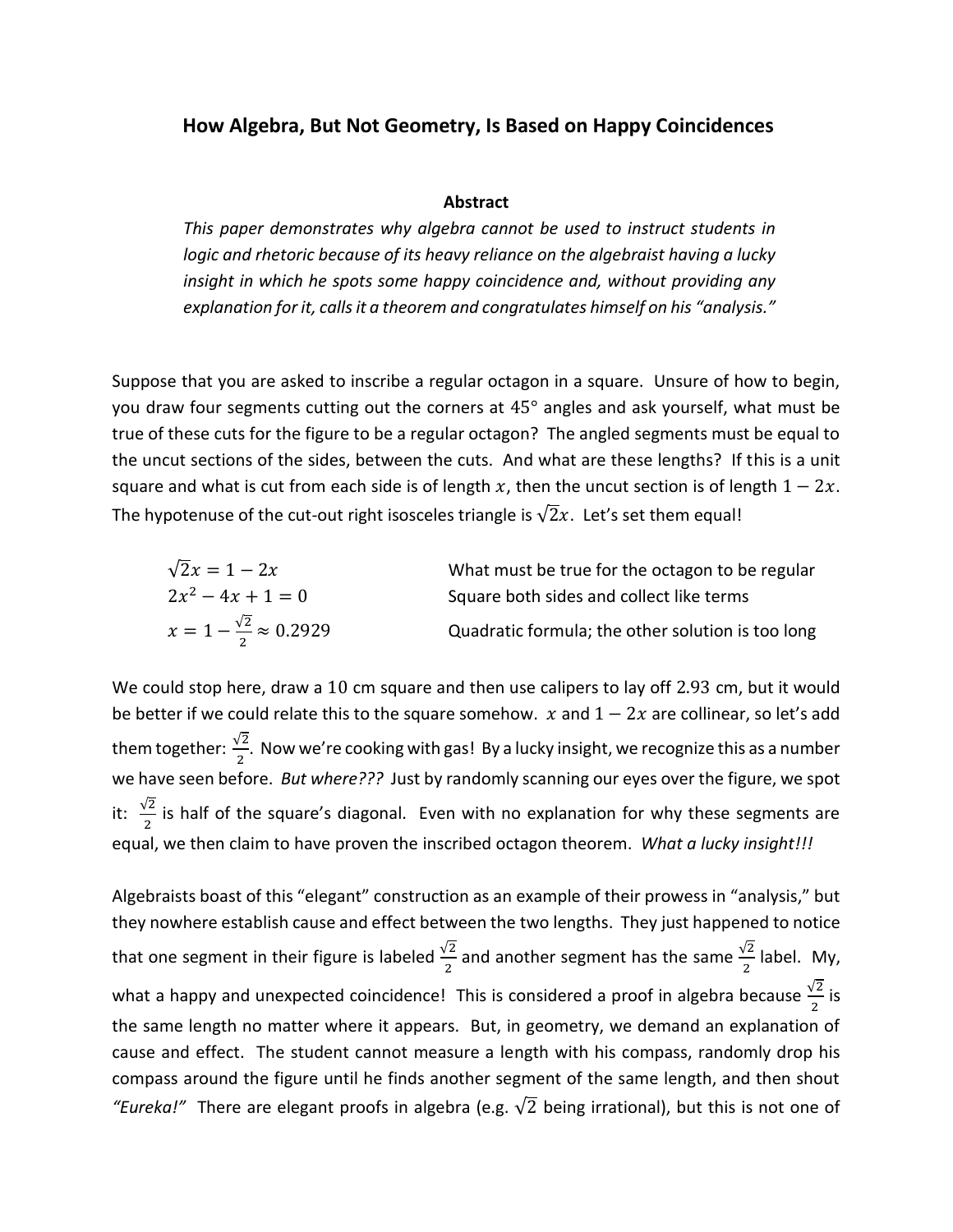# How Algebra, But Not Geometry, Is Based on Happy Coincidences

### Abstract

*This paper demonstrates why algebra cannot be used to instruct students in logic and rhetoric because of its heavy reliance on the algebraist having a lucky insight in which he spots some happy coincidence and, without providing any explanation for it, calls it a theorem and congratulates himself on his "analysis."*

Suppose that you are asked to inscribe a regular octagon in a square. Unsure of how to begin, you draw four segments cutting out the corners at $45°$ angles and ask yourself, what must be true of these cuts for the figure to be a regular octagon? The angled segments must be equal to the uncut sections of the sides, between the cuts. And what are these lengths? If this is a unit square and what is cut from each side is of length $x$, then the uncut section is of length $1 - 2x$. The hypotenuse of the cut-out right isosceles triangle is $\sqrt{2}x$. Let's set them equal!

| | |
|---|---|
| $\sqrt{2}x = 1 - 2x$ | What must be true for the octagon to be regular |
| $2x^2 - 4x + 1 = 0$ | Square both sides and collect like terms |
| $x = 1 - \frac{\sqrt{2}}{2} \approx 0.2929$ | Quadratic formula; the other solution is too long |

We could stop here, draw a $10$ cm square and then use calipers to lay off $2.93$ cm, but it would be better if we could relate this to the square somehow. $x$ and $1 - 2x$ are collinear, so let's add them together: $\frac{\sqrt{2}}{2}$. Now we're cooking with gas! By a lucky insight, we recognize this as a number we have seen before. *But where???* Just by randomly scanning our eyes over the figure, we spot it: $\frac{\sqrt{2}}{2}$ is half of the square's diagonal. Even with no explanation for why these segments are equal, we then claim to have proven the inscribed octagon theorem. *What a lucky insight!!!*

Algebraists boast of this "elegant" construction as an example of their prowess in "analysis," but they nowhere establish cause and effect between the two lengths. They just happened to notice that one segment in their figure is labeled $\frac{\sqrt{2}}{2}$ and another segment has the same $\frac{\sqrt{2}}{2}$ label. My, what a happy and unexpected coincidence! This is considered a proof in algebra because $\frac{\sqrt{2}}{2}$ is the same length no matter where it appears. But, in geometry, we demand an explanation of cause and effect. The student cannot measure a length with his compass, randomly drop his compass around the figure until he finds another segment of the same length, and then shout *"Eureka!"* There are elegant proofs in algebra (e.g. $\sqrt{2}$ being irrational), but this is not one of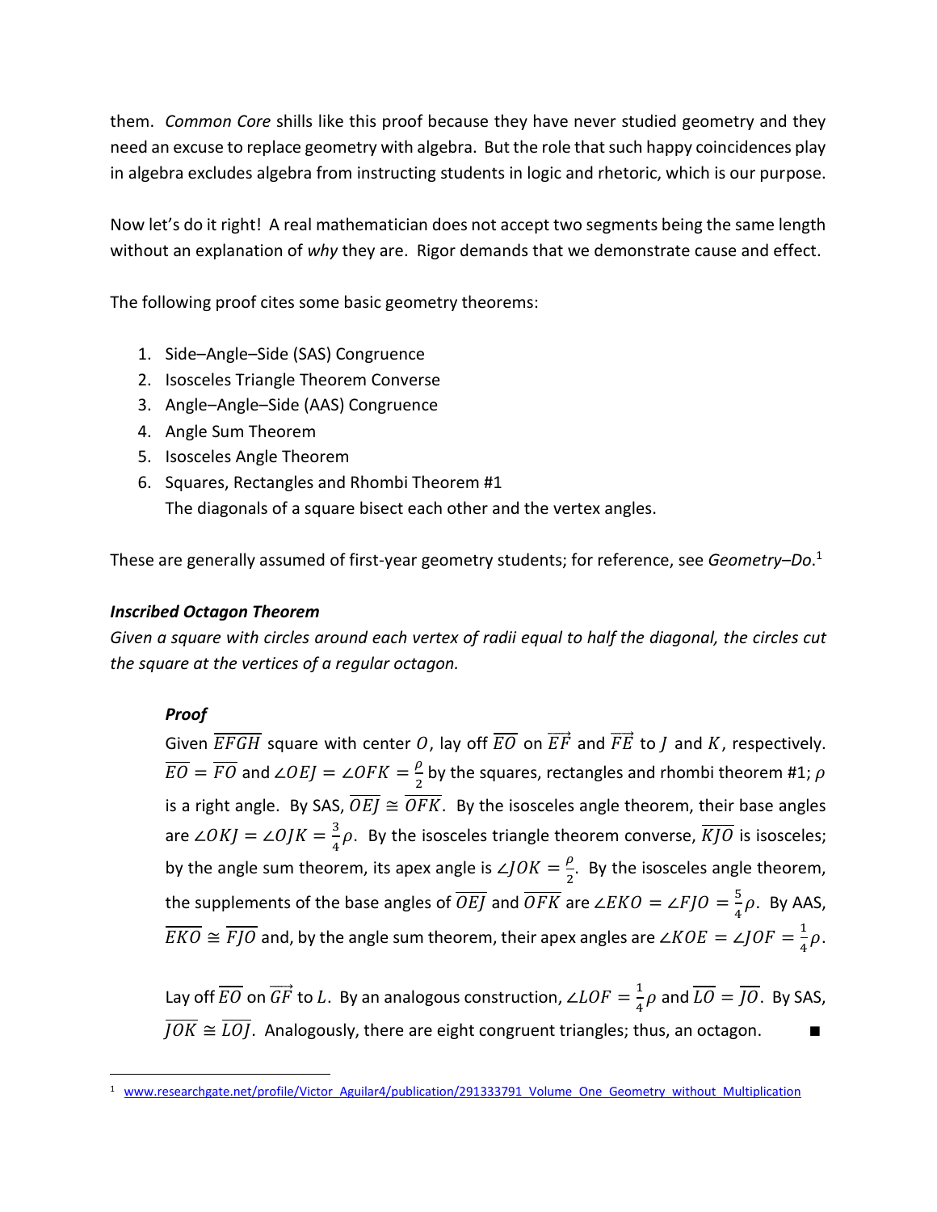them. *Common Core* shills like this proof because they have never studied geometry and they need an excuse to replace geometry with algebra. But the role that such happy coincidences play in algebra excludes algebra from instructing students in logic and rhetoric, which is our purpose.

Now let's do it right! A real mathematician does not accept two segments being the same length without an explanation of *why* they are. Rigor demands that we demonstrate cause and effect.

The following proof cites some basic geometry theorems:

1. Side–Angle–Side (SAS) Congruence
2. Isosceles Triangle Theorem Converse
3. Angle–Angle–Side (AAS) Congruence
4. Angle Sum Theorem
5. Isosceles Angle Theorem
6. Squares, Rectangles and Rhombi Theorem #1
   The diagonals of a square bisect each other and the vertex angles.

These are generally assumed of first-year geometry students; for reference, see *Geometry–Do*.[1]

***Inscribed Octagon Theorem***

*Given a square with circles around each vertex of radii equal to half the diagonal, the circles cut the square at the vertices of a regular octagon.*

***Proof***

Given $\overline{EFGH}$ square with center $O$, lay off $\overline{EO}$ on $\overrightarrow{EF}$ and $\overrightarrow{FE}$ to $J$ and $K$, respectively. $\overline{EO} = \overline{FO}$ and $\angle OEJ = \angle OFK = \frac{\rho}{2}$ by the squares, rectangles and rhombi theorem #1; $\rho$ is a right angle. By SAS, $\overline{OEJ} \cong \overline{OFK}$. By the isosceles angle theorem, their base angles are $\angle OKJ = \angle OJK = \frac{3}{4}\rho$. By the isosceles triangle theorem converse, $\overline{KJO}$ is isosceles; by the angle sum theorem, its apex angle is $\angle JOK = \frac{\rho}{2}$. By the isosceles angle theorem, the supplements of the base angles of $\overline{OEJ}$ and $\overline{OFK}$ are $\angle EKO = \angle FJO = \frac{5}{4}\rho$. By AAS, $\overline{EKO} \cong \overline{FJO}$ and, by the angle sum theorem, their apex angles are $\angle KOE = \angle JOF = \frac{1}{4}\rho$.

Lay off $\overline{EO}$ on $\overrightarrow{GF}$ to $L$. By an analogous construction, $\angle LOF = \frac{1}{4}\rho$ and $\overline{LO} = \overline{JO}$. By SAS, $\overline{JOK} \cong \overline{LOJ}$. Analogously, there are eight congruent triangles; thus, an octagon. ∎

---

[1] www.researchgate.net/profile/Victor_Aguilar4/publication/291333791_Volume_One_Geometry_without_Multiplication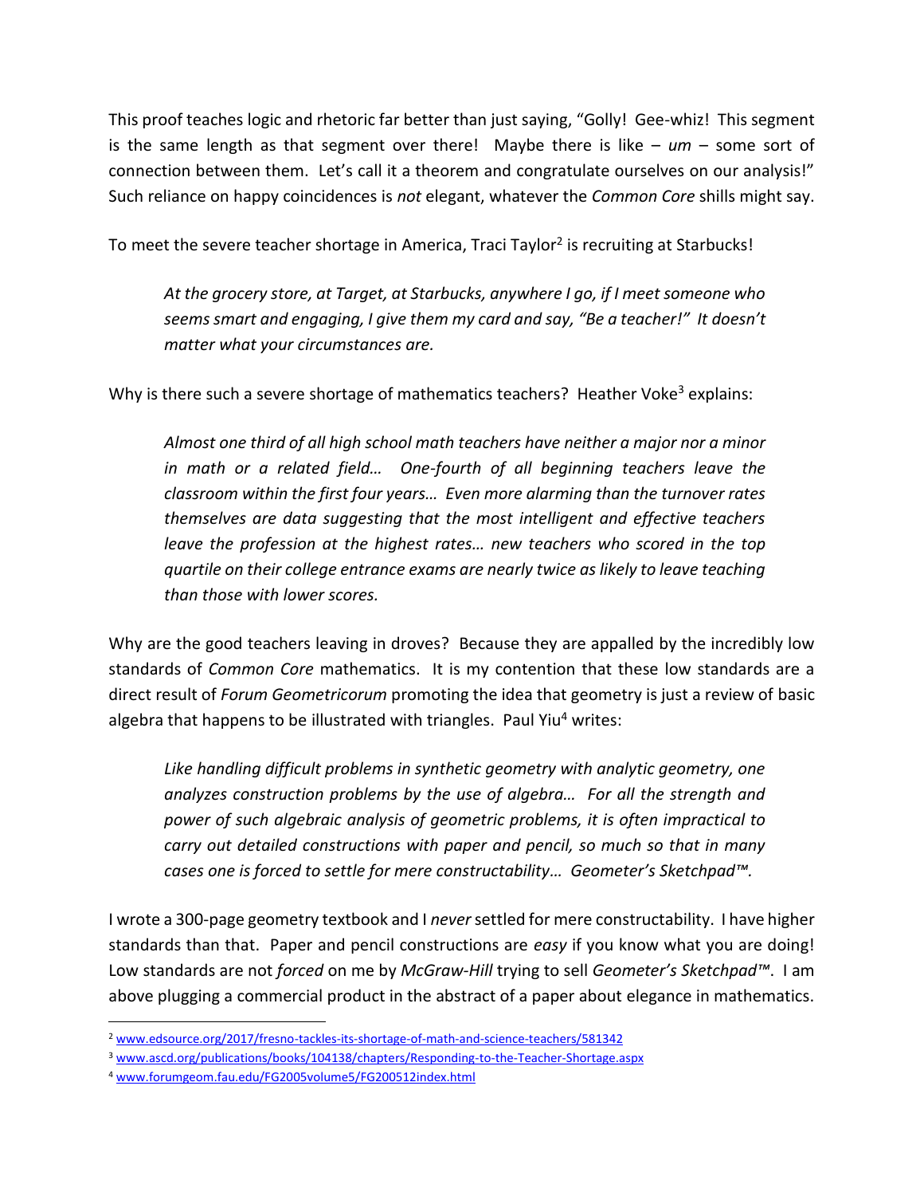This proof teaches logic and rhetoric far better than just saying, "Golly! Gee-whiz! This segment is the same length as that segment over there! Maybe there is like – *um* – some sort of connection between them. Let's call it a theorem and congratulate ourselves on our analysis!" Such reliance on happy coincidences is *not* elegant, whatever the *Common Core* shills might say.

To meet the severe teacher shortage in America, Traci Taylor[2] is recruiting at Starbucks!

> *At the grocery store, at Target, at Starbucks, anywhere I go, if I meet someone who seems smart and engaging, I give them my card and say, "Be a teacher!" It doesn't matter what your circumstances are.*

Why is there such a severe shortage of mathematics teachers? Heather Voke[3] explains:

> *Almost one third of all high school math teachers have neither a major nor a minor in math or a related field… One-fourth of all beginning teachers leave the classroom within the first four years… Even more alarming than the turnover rates themselves are data suggesting that the most intelligent and effective teachers leave the profession at the highest rates… new teachers who scored in the top quartile on their college entrance exams are nearly twice as likely to leave teaching than those with lower scores.*

Why are the good teachers leaving in droves? Because they are appalled by the incredibly low standards of *Common Core* mathematics. It is my contention that these low standards are a direct result of *Forum Geometricorum* promoting the idea that geometry is just a review of basic algebra that happens to be illustrated with triangles. Paul Yiu[4] writes:

> *Like handling difficult problems in synthetic geometry with analytic geometry, one analyzes construction problems by the use of algebra… For all the strength and power of such algebraic analysis of geometric problems, it is often impractical to carry out detailed constructions with paper and pencil, so much so that in many cases one is forced to settle for mere constructability… Geometer's Sketchpad™.*

I wrote a 300-page geometry textbook and I *never* settled for mere constructability. I have higher standards than that. Paper and pencil constructions are *easy* if you know what you are doing! Low standards are not *forced* on me by *McGraw-Hill* trying to sell *Geometer's Sketchpad™*. I am above plugging a commercial product in the abstract of a paper about elegance in mathematics.

---

[2] www.edsource.org/2017/fresno-tackles-its-shortage-of-math-and-science-teachers/581342

[3] www.ascd.org/publications/books/104138/chapters/Responding-to-the-Teacher-Shortage.aspx

[4] www.forumgeom.fau.edu/FG2005volume5/FG200512index.html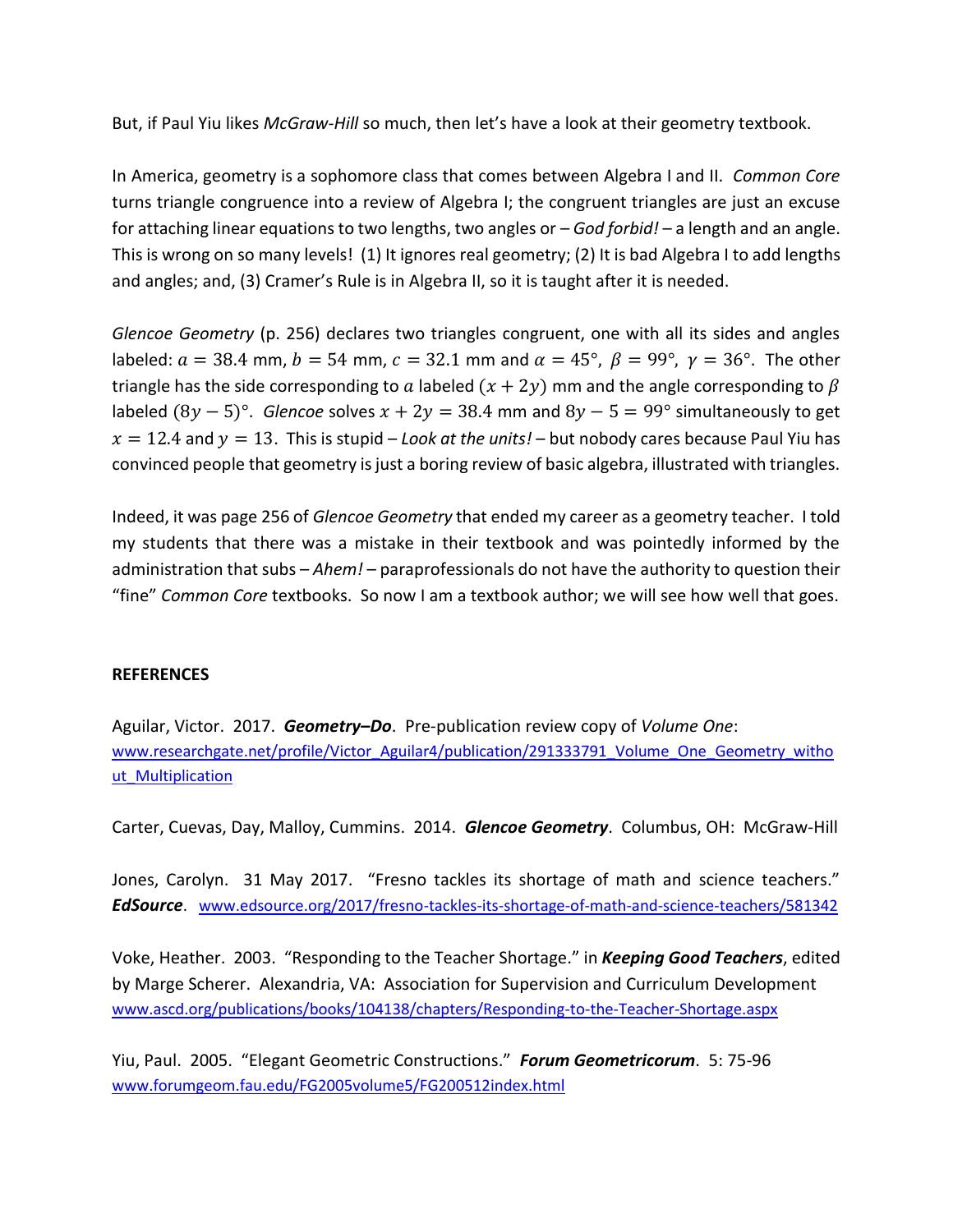But, if Paul Yiu likes *McGraw-Hill* so much, then let's have a look at their geometry textbook.

In America, geometry is a sophomore class that comes between Algebra I and II. *Common Core* turns triangle congruence into a review of Algebra I; the congruent triangles are just an excuse for attaching linear equations to two lengths, two angles or – *God forbid!* – a length and an angle. This is wrong on so many levels! (1) It ignores real geometry; (2) It is bad Algebra I to add lengths and angles; and, (3) Cramer's Rule is in Algebra II, so it is taught after it is needed.

*Glencoe Geometry* (p. 256) declares two triangles congruent, one with all its sides and angles labeled: $a = 38.4$ mm, $b = 54$ mm, $c = 32.1$ mm and $\alpha = 45°$, $\beta = 99°$, $\gamma = 36°$. The other triangle has the side corresponding to $a$ labeled $(x + 2y)$ mm and the angle corresponding to $\beta$ labeled $(8y - 5)°$. *Glencoe* solves $x + 2y = 38.4$ mm and $8y - 5 = 99°$ simultaneously to get $x = 12.4$ and $y = 13$. This is stupid – *Look at the units!* – but nobody cares because Paul Yiu has convinced people that geometry is just a boring review of basic algebra, illustrated with triangles.

Indeed, it was page 256 of *Glencoe Geometry* that ended my career as a geometry teacher. I told my students that there was a mistake in their textbook and was pointedly informed by the administration that subs – *Ahem!* – paraprofessionals do not have the authority to question their "fine" *Common Core* textbooks. So now I am a textbook author; we will see how well that goes.

**REFERENCES**

Aguilar, Victor. 2017. ***Geometry–Do***. Pre-publication review copy of *Volume One*: www.researchgate.net/profile/Victor_Aguilar4/publication/291333791_Volume_One_Geometry_without_Multiplication

Carter, Cuevas, Day, Malloy, Cummins. 2014. ***Glencoe Geometry***. Columbus, OH: McGraw-Hill

Jones, Carolyn. 31 May 2017. "Fresno tackles its shortage of math and science teachers." ***EdSource***. www.edsource.org/2017/fresno-tackles-its-shortage-of-math-and-science-teachers/581342

Voke, Heather. 2003. "Responding to the Teacher Shortage." in ***Keeping Good Teachers***, edited by Marge Scherer. Alexandria, VA: Association for Supervision and Curriculum Development www.ascd.org/publications/books/104138/chapters/Responding-to-the-Teacher-Shortage.aspx

Yiu, Paul. 2005. "Elegant Geometric Constructions." ***Forum Geometricorum***. 5: 75-96 www.forumgeom.fau.edu/FG2005volume5/FG200512index.html